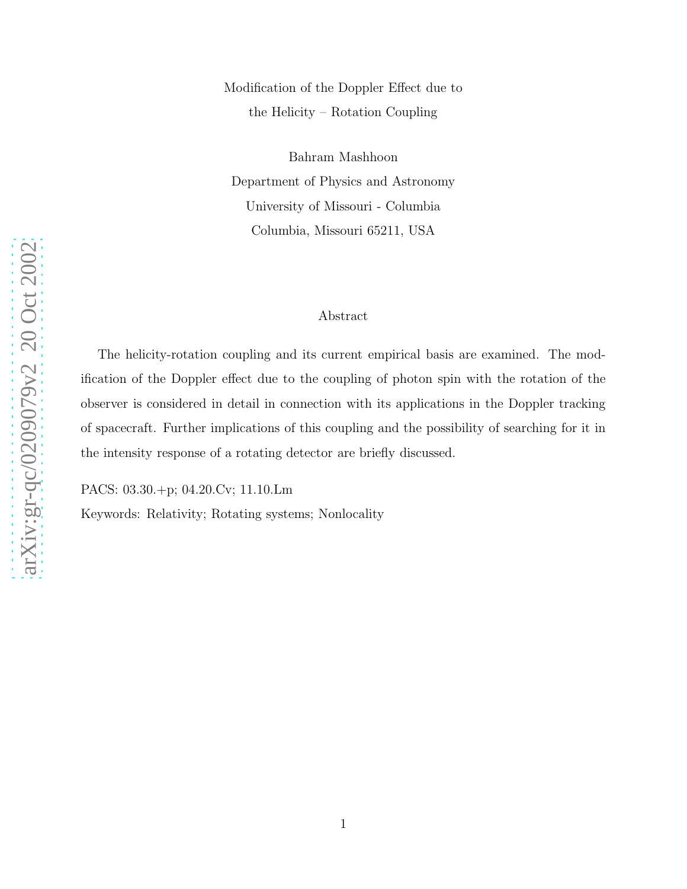# Modification of the Doppler Effect due to the Helicity – Rotation Coupling

Bahram Mashhoon
Department of Physics and Astronomy
University of Missouri - Columbia
Columbia, Missouri 65211, USA

## Abstract

The helicity-rotation coupling and its current empirical basis are examined. The modification of the Doppler effect due to the coupling of photon spin with the rotation of the observer is considered in detail in connection with its applications in the Doppler tracking of spacecraft. Further implications of this coupling and the possibility of searching for it in the intensity response of a rotating detector are briefly discussed.

PACS: 03.30.+p; 04.20.Cv; 11.10.Lm

Keywords: Relativity; Rotating systems; Nonlocality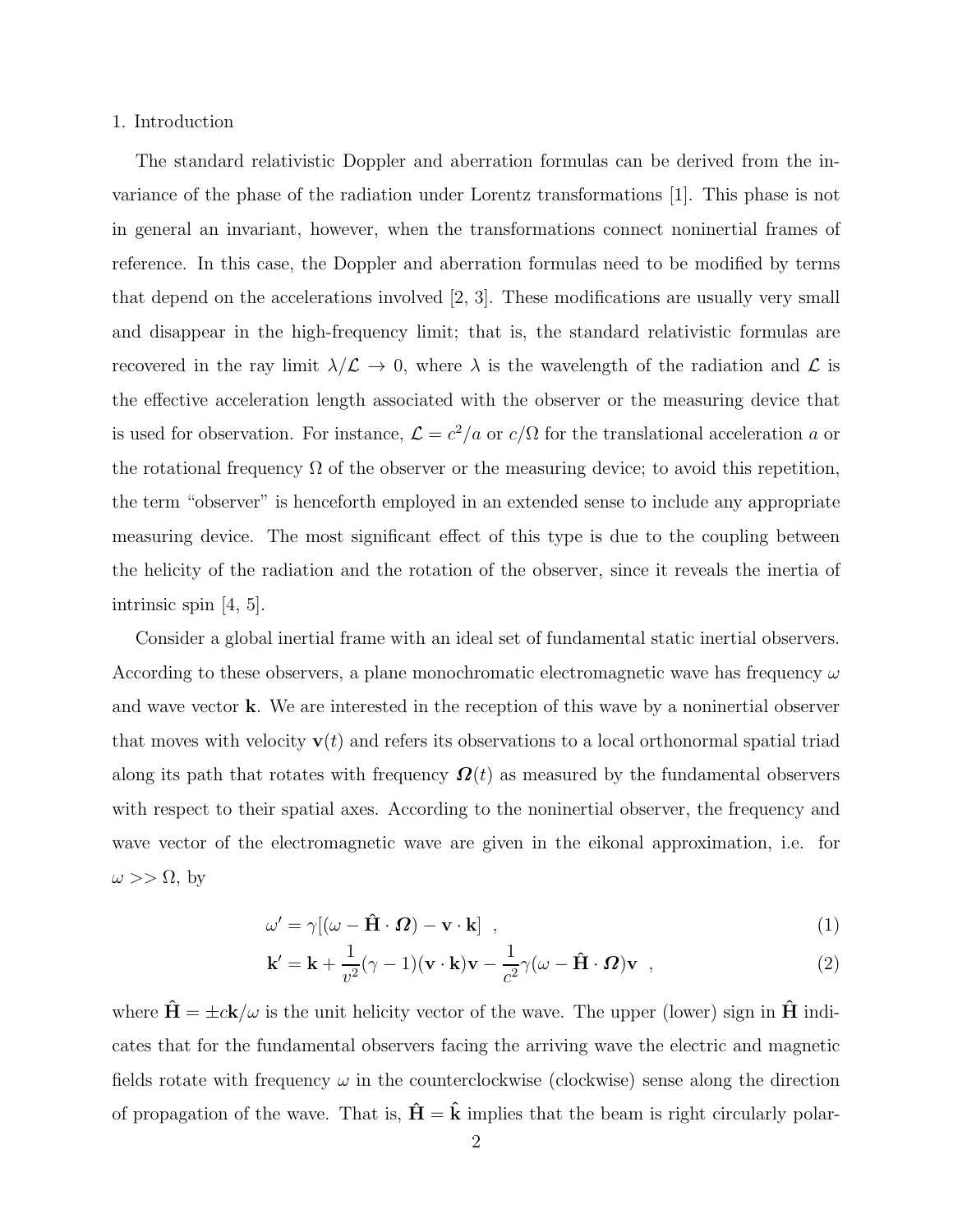## 1. Introduction

The standard relativistic Doppler and aberration formulas can be derived from the invariance of the phase of the radiation under Lorentz transformations [1]. This phase is not in general an invariant, however, when the transformations connect noninertial frames of reference. In this case, the Doppler and aberration formulas need to be modified by terms that depend on the accelerations involved [2, 3]. These modifications are usually very small and disappear in the high-frequency limit; that is, the standard relativistic formulas are recovered in the ray limit $\lambda/\mathcal{L} \to 0$, where $\lambda$ is the wavelength of the radiation and $\mathcal{L}$ is the effective acceleration length associated with the observer or the measuring device that is used for observation. For instance, $\mathcal{L} = c^2/a$ or $c/\Omega$ for the translational acceleration $a$ or the rotational frequency $\Omega$ of the observer or the measuring device; to avoid this repetition, the term "observer" is henceforth employed in an extended sense to include any appropriate measuring device. The most significant effect of this type is due to the coupling between the helicity of the radiation and the rotation of the observer, since it reveals the inertia of intrinsic spin [4, 5].

Consider a global inertial frame with an ideal set of fundamental static inertial observers. According to these observers, a plane monochromatic electromagnetic wave has frequency $\omega$ and wave vector $\mathbf{k}$. We are interested in the reception of this wave by a noninertial observer that moves with velocity $\mathbf{v}(t)$ and refers its observations to a local orthonormal spatial triad along its path that rotates with frequency $\boldsymbol{\Omega}(t)$ as measured by the fundamental observers with respect to their spatial axes. According to the noninertial observer, the frequency and wave vector of the electromagnetic wave are given in the eikonal approximation, i.e. for $\omega >> \Omega$, by

$$\omega' = \gamma[(\omega - \hat{\mathbf{H}} \cdot \boldsymbol{\Omega}) - \mathbf{v} \cdot \mathbf{k}] \ , \tag{1}$$

$$\mathbf{k}' = \mathbf{k} + \frac{1}{v^2}(\gamma - 1)(\mathbf{v} \cdot \mathbf{k})\mathbf{v} - \frac{1}{c^2}\gamma(\omega - \hat{\mathbf{H}} \cdot \boldsymbol{\Omega})\mathbf{v} \ , \tag{2}$$

where $\hat{\mathbf{H}} = \pm c\mathbf{k}/\omega$ is the unit helicity vector of the wave. The upper (lower) sign in $\hat{\mathbf{H}}$ indicates that for the fundamental observers facing the arriving wave the electric and magnetic fields rotate with frequency $\omega$ in the counterclockwise (clockwise) sense along the direction of propagation of the wave. That is, $\hat{\mathbf{H}} = \hat{\mathbf{k}}$ implies that the beam is right circularly polar-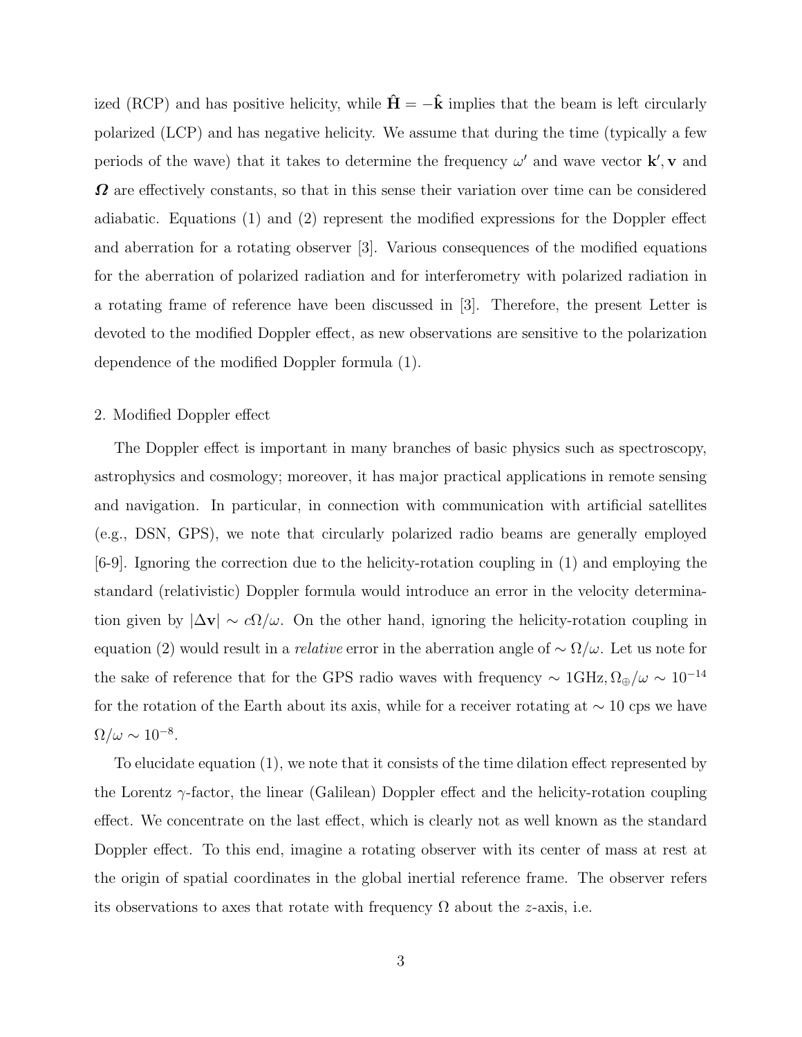ized (RCP) and has positive helicity, while $\hat{\mathbf{H}} = -\hat{\mathbf{k}}$ implies that the beam is left circularly polarized (LCP) and has negative helicity. We assume that during the time (typically a few periods of the wave) that it takes to determine the frequency $\omega'$ and wave vector $\mathbf{k}', \mathbf{v}$ and $\boldsymbol{\Omega}$ are effectively constants, so that in this sense their variation over time can be considered adiabatic. Equations (1) and (2) represent the modified expressions for the Doppler effect and aberration for a rotating observer [3]. Various consequences of the modified equations for the aberration of polarized radiation and for interferometry with polarized radiation in a rotating frame of reference have been discussed in [3]. Therefore, the present Letter is devoted to the modified Doppler effect, as new observations are sensitive to the polarization dependence of the modified Doppler formula (1).

## 2. Modified Doppler effect

The Doppler effect is important in many branches of basic physics such as spectroscopy, astrophysics and cosmology; moreover, it has major practical applications in remote sensing and navigation. In particular, in connection with communication with artificial satellites (e.g., DSN, GPS), we note that circularly polarized radio beams are generally employed [6-9]. Ignoring the correction due to the helicity-rotation coupling in (1) and employing the standard (relativistic) Doppler formula would introduce an error in the velocity determination given by $|\Delta \mathbf{v}| \sim c\Omega/\omega$. On the other hand, ignoring the helicity-rotation coupling in equation (2) would result in a *relative* error in the aberration angle of $\sim \Omega/\omega$. Let us note for the sake of reference that for the GPS radio waves with frequency $\sim 1\text{GHz}, \Omega_{\oplus}/\omega \sim 10^{-14}$ for the rotation of the Earth about its axis, while for a receiver rotating at $\sim 10$ cps we have $\Omega/\omega \sim 10^{-8}$.

To elucidate equation (1), we note that it consists of the time dilation effect represented by the Lorentz $\gamma$-factor, the linear (Galilean) Doppler effect and the helicity-rotation coupling effect. We concentrate on the last effect, which is clearly not as well known as the standard Doppler effect. To this end, imagine a rotating observer with its center of mass at rest at the origin of spatial coordinates in the global inertial reference frame. The observer refers its observations to axes that rotate with frequency $\Omega$ about the $z$-axis, i.e.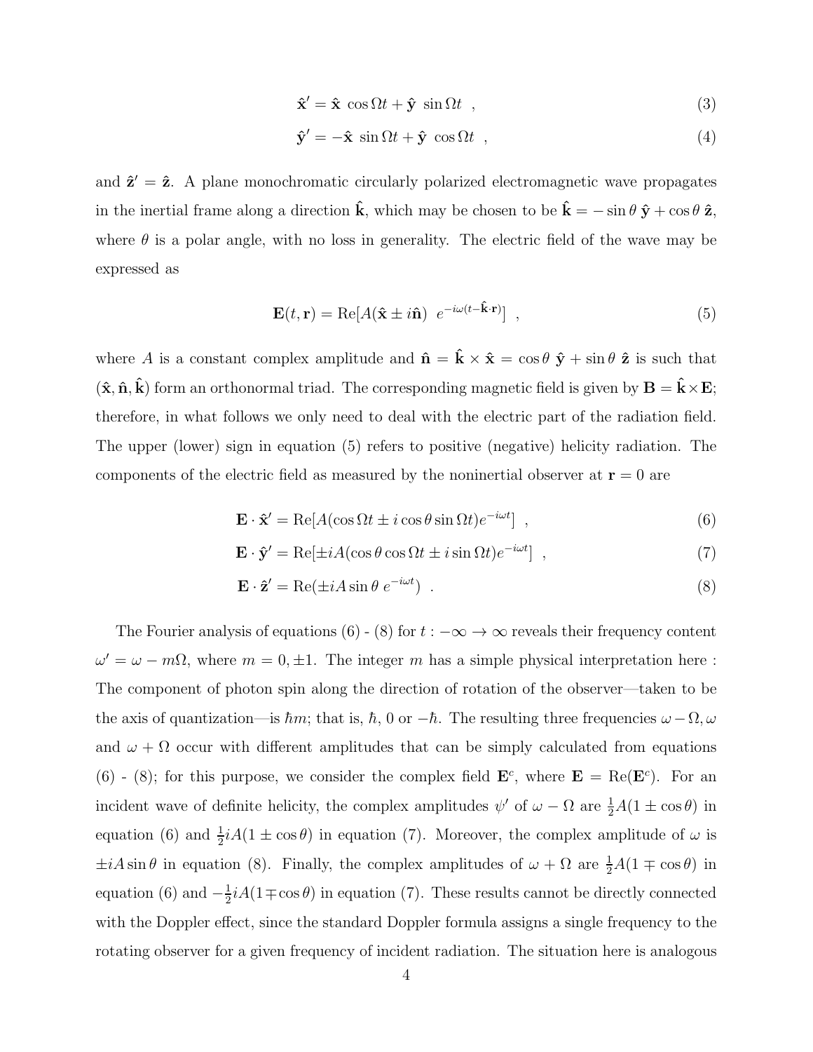$$\hat{\mathbf{x}}' = \hat{\mathbf{x}} \cos \Omega t + \hat{\mathbf{y}} \sin \Omega t \ , \tag{3}$$

$$\hat{\mathbf{y}}' = -\hat{\mathbf{x}} \sin \Omega t + \hat{\mathbf{y}} \cos \Omega t \ , \tag{4}$$

and $\hat{\mathbf{z}}' = \hat{\mathbf{z}}$. A plane monochromatic circularly polarized electromagnetic wave propagates in the inertial frame along a direction $\hat{\mathbf{k}}$, which may be chosen to be $\hat{\mathbf{k}} = -\sin\theta\, \hat{\mathbf{y}} + \cos\theta\, \hat{\mathbf{z}}$, where $\theta$ is a polar angle, with no loss in generality. The electric field of the wave may be expressed as

$$\mathbf{E}(t, \mathbf{r}) = \mathrm{Re}[A(\hat{\mathbf{x}} \pm i\hat{\mathbf{n}}) \ e^{-i\omega(t - \hat{\mathbf{k}}\cdot\mathbf{r})}] \ , \tag{5}$$

where $A$ is a constant complex amplitude and $\hat{\mathbf{n}} = \hat{\mathbf{k}} \times \hat{\mathbf{x}} = \cos\theta\ \hat{\mathbf{y}} + \sin\theta\ \hat{\mathbf{z}}$ is such that $(\hat{\mathbf{x}}, \hat{\mathbf{n}}, \hat{\mathbf{k}})$ form an orthonormal triad. The corresponding magnetic field is given by $\mathbf{B} = \hat{\mathbf{k}} \times \mathbf{E}$; therefore, in what follows we only need to deal with the electric part of the radiation field. The upper (lower) sign in equation (5) refers to positive (negative) helicity radiation. The components of the electric field as measured by the noninertial observer at $\mathbf{r} = 0$ are

$$\mathbf{E} \cdot \hat{\mathbf{x}}' = \mathrm{Re}[A(\cos\Omega t \pm i \cos\theta \sin\Omega t)e^{-i\omega t}] \ , \tag{6}$$

$$\mathbf{E} \cdot \hat{\mathbf{y}}' = \mathrm{Re}[\pm iA(\cos\theta \cos\Omega t \pm i \sin\Omega t)e^{-i\omega t}] \ , \tag{7}$$

$$\mathbf{E} \cdot \hat{\mathbf{z}}' = \mathrm{Re}(\pm iA \sin\theta \ e^{-i\omega t}) \ . \tag{8}$$

The Fourier analysis of equations (6) - (8) for $t : -\infty \to \infty$ reveals their frequency content $\omega' = \omega - m\Omega$, where $m = 0, \pm 1$. The integer $m$ has a simple physical interpretation here : The component of photon spin along the direction of rotation of the observer—taken to be the axis of quantization—is $\hbar m$; that is, $\hbar$, 0 or $-\hbar$. The resulting three frequencies $\omega - \Omega, \omega$ and $\omega + \Omega$ occur with different amplitudes that can be simply calculated from equations (6) - (8); for this purpose, we consider the complex field $\mathbf{E}^c$, where $\mathbf{E} = \mathrm{Re}(\mathbf{E}^c)$. For an incident wave of definite helicity, the complex amplitudes $\psi'$ of $\omega - \Omega$ are $\frac{1}{2}A(1 \pm \cos\theta)$ in equation (6) and $\frac{1}{2}iA(1 \pm \cos\theta)$ in equation (7). Moreover, the complex amplitude of $\omega$ is $\pm iA \sin\theta$ in equation (8). Finally, the complex amplitudes of $\omega + \Omega$ are $\frac{1}{2}A(1 \mp \cos\theta)$ in equation (6) and $-\frac{1}{2}iA(1 \mp \cos\theta)$ in equation (7). These results cannot be directly connected with the Doppler effect, since the standard Doppler formula assigns a single frequency to the rotating observer for a given frequency of incident radiation. The situation here is analogous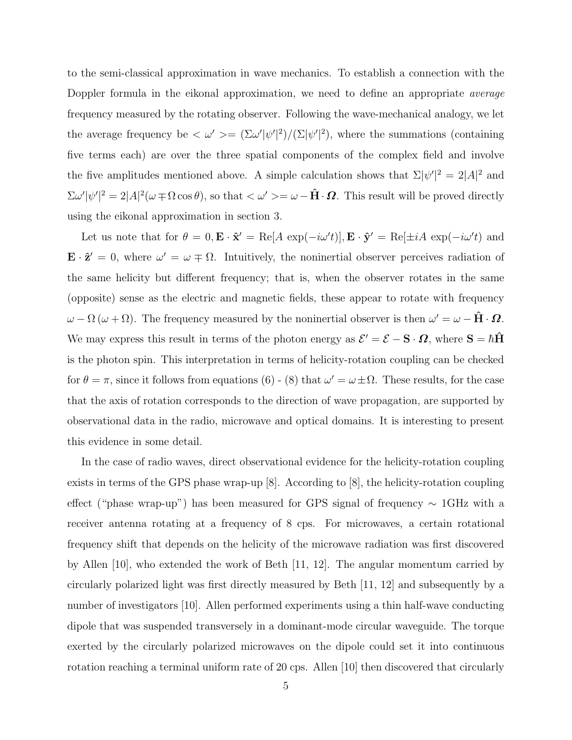to the semi-classical approximation in wave mechanics. To establish a connection with the Doppler formula in the eikonal approximation, we need to define an appropriate *average* frequency measured by the rotating observer. Following the wave-mechanical analogy, we let the average frequency be $<\omega'>= (\Sigma\omega'|\psi'|^2)/(\Sigma|\psi'|^2)$, where the summations (containing five terms each) are over the three spatial components of the complex field and involve the five amplitudes mentioned above. A simple calculation shows that $\Sigma|\psi'|^2 = 2|A|^2$ and $\Sigma\omega'|\psi'|^2 = 2|A|^2(\omega \mp \Omega\cos\theta)$, so that $<\omega'>= \omega - \hat{\mathbf{H}}\cdot\boldsymbol{\Omega}$. This result will be proved directly using the eikonal approximation in section 3.

Let us note that for $\theta = 0, \mathbf{E}\cdot\hat{\mathbf{x}}' = \mathrm{Re}[A\,\exp(-i\omega' t)], \mathbf{E}\cdot\hat{\mathbf{y}}' = \mathrm{Re}[\pm iA\,\exp(-i\omega' t)$ and $\mathbf{E}\cdot\hat{\mathbf{z}}' = 0$, where $\omega' = \omega \mp \Omega$. Intuitively, the noninertial observer perceives radiation of the same helicity but different frequency; that is, when the observer rotates in the same (opposite) sense as the electric and magnetic fields, these appear to rotate with frequency $\omega - \Omega\,(\omega + \Omega)$. The frequency measured by the noninertial observer is then $\omega' = \omega - \hat{\mathbf{H}}\cdot\boldsymbol{\Omega}$. We may express this result in terms of the photon energy as $\mathcal{E}' = \mathcal{E} - \mathbf{S}\cdot\boldsymbol{\Omega}$, where $\mathbf{S} = \hbar\hat{\mathbf{H}}$ is the photon spin. This interpretation in terms of helicity-rotation coupling can be checked for $\theta = \pi$, since it follows from equations (6) - (8) that $\omega' = \omega \pm \Omega$. These results, for the case that the axis of rotation corresponds to the direction of wave propagation, are supported by observational data in the radio, microwave and optical domains. It is interesting to present this evidence in some detail.

In the case of radio waves, direct observational evidence for the helicity-rotation coupling exists in terms of the GPS phase wrap-up [8]. According to [8], the helicity-rotation coupling effect ("phase wrap-up") has been measured for GPS signal of frequency $\sim$ 1GHz with a receiver antenna rotating at a frequency of 8 cps. For microwaves, a certain rotational frequency shift that depends on the helicity of the microwave radiation was first discovered by Allen [10], who extended the work of Beth [11, 12]. The angular momentum carried by circularly polarized light was first directly measured by Beth [11, 12] and subsequently by a number of investigators [10]. Allen performed experiments using a thin half-wave conducting dipole that was suspended transversely in a dominant-mode circular waveguide. The torque exerted by the circularly polarized microwaves on the dipole could set it into continuous rotation reaching a terminal uniform rate of 20 cps. Allen [10] then discovered that circularly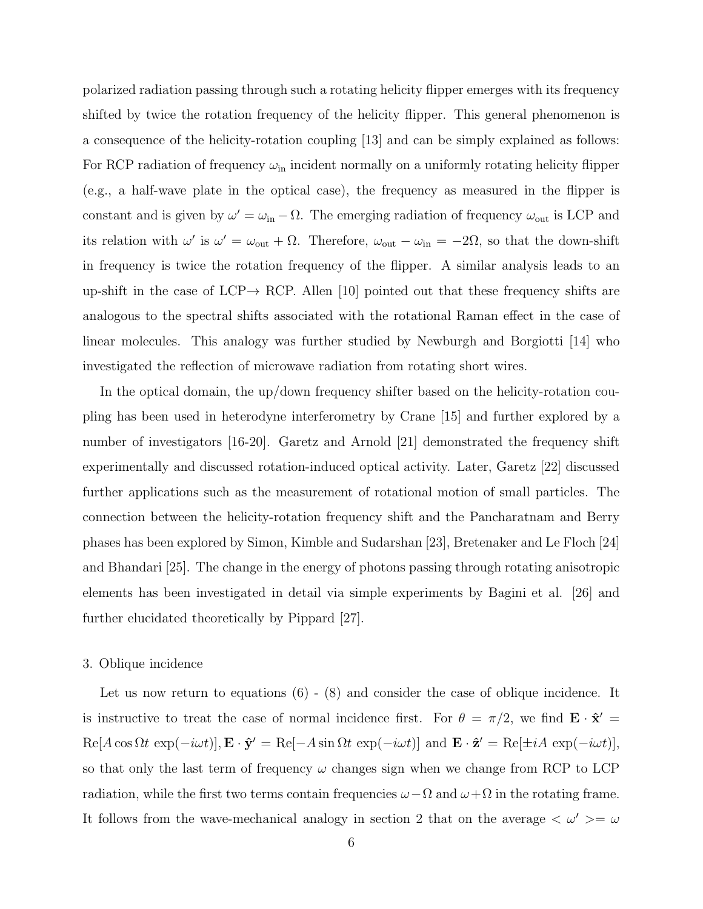polarized radiation passing through such a rotating helicity flipper emerges with its frequency shifted by twice the rotation frequency of the helicity flipper. This general phenomenon is a consequence of the helicity-rotation coupling [13] and can be simply explained as follows: For RCP radiation of frequency $\omega_{\text{in}}$ incident normally on a uniformly rotating helicity flipper (e.g., a half-wave plate in the optical case), the frequency as measured in the flipper is constant and is given by $\omega' = \omega_{\text{in}} - \Omega$. The emerging radiation of frequency $\omega_{\text{out}}$ is LCP and its relation with $\omega'$ is $\omega' = \omega_{\text{out}} + \Omega$. Therefore, $\omega_{\text{out}} - \omega_{\text{in}} = -2\Omega$, so that the down-shift in frequency is twice the rotation frequency of the flipper. A similar analysis leads to an up-shift in the case of LCP$\rightarrow$ RCP. Allen [10] pointed out that these frequency shifts are analogous to the spectral shifts associated with the rotational Raman effect in the case of linear molecules. This analogy was further studied by Newburgh and Borgiotti [14] who investigated the reflection of microwave radiation from rotating short wires.

In the optical domain, the up/down frequency shifter based on the helicity-rotation coupling has been used in heterodyne interferometry by Crane [15] and further explored by a number of investigators [16-20]. Garetz and Arnold [21] demonstrated the frequency shift experimentally and discussed rotation-induced optical activity. Later, Garetz [22] discussed further applications such as the measurement of rotational motion of small particles. The connection between the helicity-rotation frequency shift and the Pancharatnam and Berry phases has been explored by Simon, Kimble and Sudarshan [23], Bretenaker and Le Floch [24] and Bhandari [25]. The change in the energy of photons passing through rotating anisotropic elements has been investigated in detail via simple experiments by Bagini et al. [26] and further elucidated theoretically by Pippard [27].

3. Oblique incidence

Let us now return to equations (6) - (8) and consider the case of oblique incidence. It is instructive to treat the case of normal incidence first. For $\theta = \pi/2$, we find $\mathbf{E} \cdot \hat{\mathbf{x}}' = \text{Re}[A \cos \Omega t \, \exp(-i\omega t)], \mathbf{E} \cdot \hat{\mathbf{y}}' = \text{Re}[-A \sin \Omega t \, \exp(-i\omega t)]$ and $\mathbf{E} \cdot \hat{\mathbf{z}}' = \text{Re}[\pm iA \, \exp(-i\omega t)]$, so that only the last term of frequency $\omega$ changes sign when we change from RCP to LCP radiation, while the first two terms contain frequencies $\omega - \Omega$ and $\omega + \Omega$ in the rotating frame. It follows from the wave-mechanical analogy in section 2 that on the average $< \omega' >= \omega$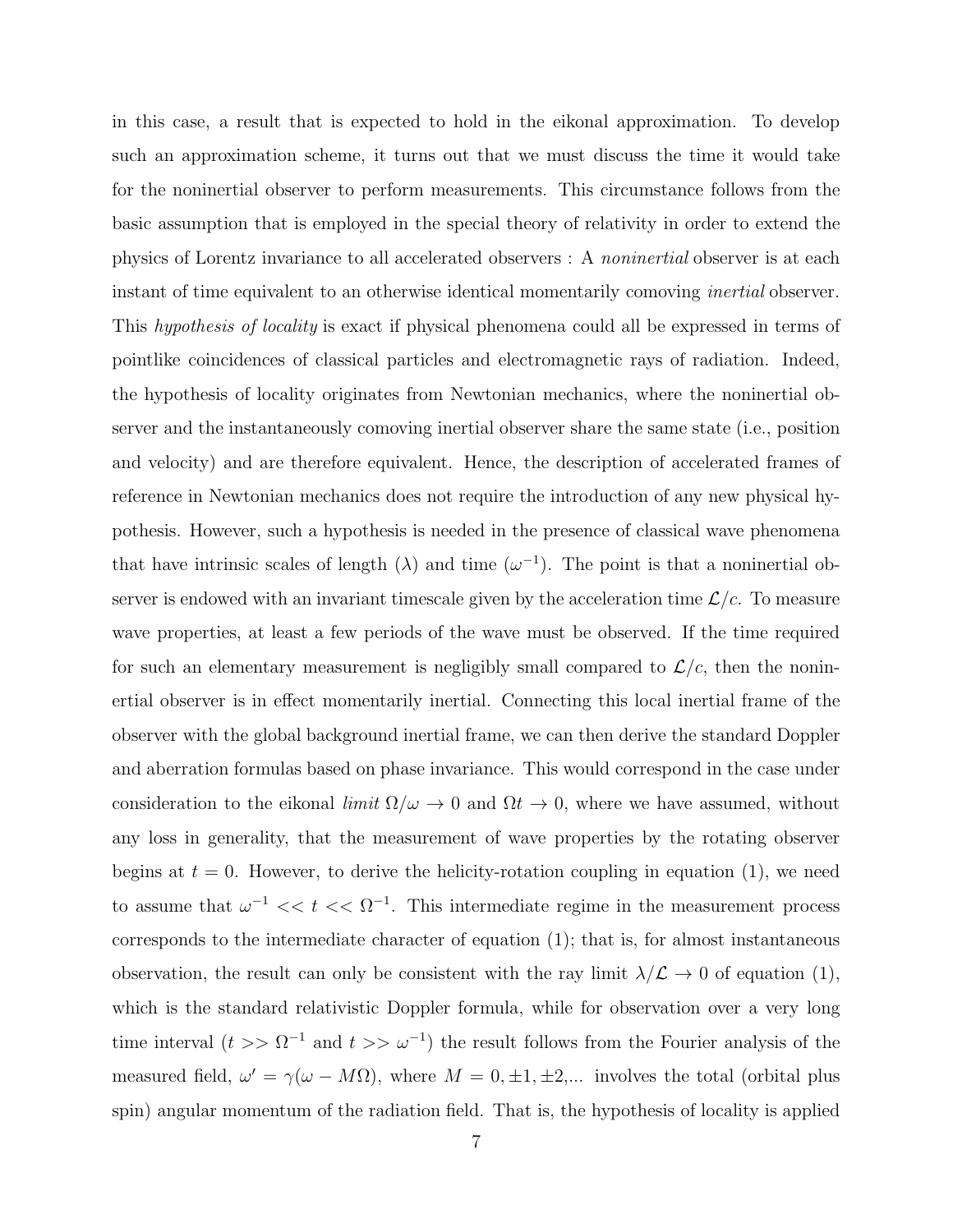in this case, a result that is expected to hold in the eikonal approximation. To develop such an approximation scheme, it turns out that we must discuss the time it would take for the noninertial observer to perform measurements. This circumstance follows from the basic assumption that is employed in the special theory of relativity in order to extend the physics of Lorentz invariance to all accelerated observers : A *noninertial* observer is at each instant of time equivalent to an otherwise identical momentarily comoving *inertial* observer. This *hypothesis of locality* is exact if physical phenomena could all be expressed in terms of pointlike coincidences of classical particles and electromagnetic rays of radiation. Indeed, the hypothesis of locality originates from Newtonian mechanics, where the noninertial observer and the instantaneously comoving inertial observer share the same state (i.e., position and velocity) and are therefore equivalent. Hence, the description of accelerated frames of reference in Newtonian mechanics does not require the introduction of any new physical hypothesis. However, such a hypothesis is needed in the presence of classical wave phenomena that have intrinsic scales of length ($\lambda$) and time ($\omega^{-1}$). The point is that a noninertial observer is endowed with an invariant timescale given by the acceleration time $\mathcal{L}/c$. To measure wave properties, at least a few periods of the wave must be observed. If the time required for such an elementary measurement is negligibly small compared to $\mathcal{L}/c$, then the noninertial observer is in effect momentarily inertial. Connecting this local inertial frame of the observer with the global background inertial frame, we can then derive the standard Doppler and aberration formulas based on phase invariance. This would correspond in the case under consideration to the eikonal *limit* $\Omega/\omega \to 0$ and $\Omega t \to 0$, where we have assumed, without any loss in generality, that the measurement of wave properties by the rotating observer begins at $t = 0$. However, to derive the helicity-rotation coupling in equation (1), we need to assume that $\omega^{-1} << t << \Omega^{-1}$. This intermediate regime in the measurement process corresponds to the intermediate character of equation (1); that is, for almost instantaneous observation, the result can only be consistent with the ray limit $\lambda/\mathcal{L} \to 0$ of equation (1), which is the standard relativistic Doppler formula, while for observation over a very long time interval ($t >> \Omega^{-1}$ and $t >> \omega^{-1}$) the result follows from the Fourier analysis of the measured field, $\omega' = \gamma(\omega - M\Omega)$, where $M = 0, \pm1, \pm2,...$ involves the total (orbital plus spin) angular momentum of the radiation field. That is, the hypothesis of locality is applied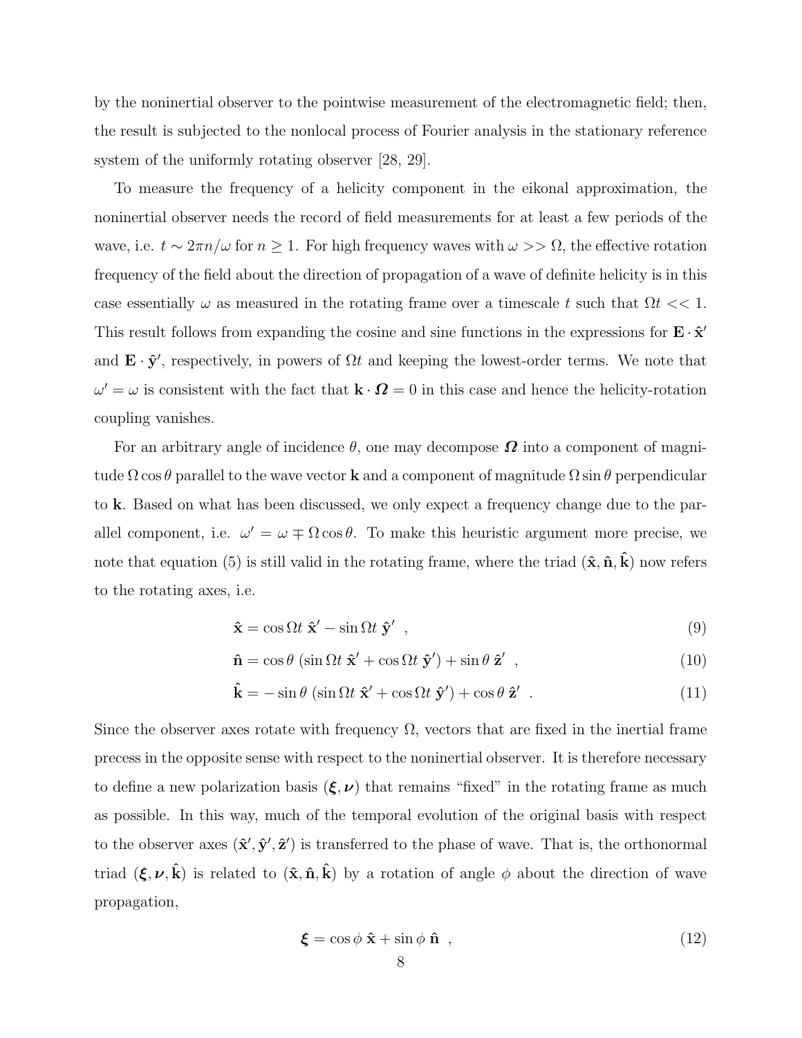by the noninertial observer to the pointwise measurement of the electromagnetic field; then, the result is subjected to the nonlocal process of Fourier analysis in the stationary reference system of the uniformly rotating observer [28, 29].

To measure the frequency of a helicity component in the eikonal approximation, the noninertial observer needs the record of field measurements for at least a few periods of the wave, i.e. $t \sim 2\pi n/\omega$ for $n \geq 1$. For high frequency waves with $\omega >> \Omega$, the effective rotation frequency of the field about the direction of propagation of a wave of definite helicity is in this case essentially $\omega$ as measured in the rotating frame over a timescale $t$ such that $\Omega t << 1$. This result follows from expanding the cosine and sine functions in the expressions for $\mathbf{E} \cdot \hat{\mathbf{x}}'$ and $\mathbf{E} \cdot \hat{\mathbf{y}}'$, respectively, in powers of $\Omega t$ and keeping the lowest-order terms. We note that $\omega' = \omega$ is consistent with the fact that $\mathbf{k} \cdot \boldsymbol{\Omega} = 0$ in this case and hence the helicity-rotation coupling vanishes.

For an arbitrary angle of incidence $\theta$, one may decompose $\boldsymbol{\Omega}$ into a component of magnitude $\Omega \cos\theta$ parallel to the wave vector $\mathbf{k}$ and a component of magnitude $\Omega \sin\theta$ perpendicular to $\mathbf{k}$. Based on what has been discussed, we only expect a frequency change due to the parallel component, i.e. $\omega' = \omega \mp \Omega \cos\theta$. To make this heuristic argument more precise, we note that equation (5) is still valid in the rotating frame, where the triad $(\hat{\mathbf{x}}, \hat{\mathbf{n}}, \hat{\mathbf{k}})$ now refers to the rotating axes, i.e.

$$\hat{\mathbf{x}} = \cos\Omega t \; \hat{\mathbf{x}}' - \sin\Omega t \; \hat{\mathbf{y}}' \;\; , \tag{9}$$

$$\hat{\mathbf{n}} = \cos\theta \; (\sin\Omega t \; \hat{\mathbf{x}}' + \cos\Omega t \; \hat{\mathbf{y}}') + \sin\theta \; \hat{\mathbf{z}}' \;\; , \tag{10}$$

$$\hat{\mathbf{k}} = -\sin\theta \; (\sin\Omega t \; \hat{\mathbf{x}}' + \cos\Omega t \; \hat{\mathbf{y}}') + \cos\theta \; \hat{\mathbf{z}}' \;\; . \tag{11}$$

Since the observer axes rotate with frequency $\Omega$, vectors that are fixed in the inertial frame precess in the opposite sense with respect to the noninertial observer. It is therefore necessary to define a new polarization basis $(\boldsymbol{\xi}, \boldsymbol{\nu})$ that remains "fixed" in the rotating frame as much as possible. In this way, much of the temporal evolution of the original basis with respect to the observer axes $(\hat{\mathbf{x}}', \hat{\mathbf{y}}', \hat{\mathbf{z}}')$ is transferred to the phase of wave. That is, the orthonormal triad $(\boldsymbol{\xi}, \boldsymbol{\nu}, \hat{\mathbf{k}})$ is related to $(\hat{\mathbf{x}}, \hat{\mathbf{n}}, \hat{\mathbf{k}})$ by a rotation of angle $\phi$ about the direction of wave propagation,

$$\boldsymbol{\xi} = \cos\phi \; \hat{\mathbf{x}} + \sin\phi \; \hat{\mathbf{n}} \;\; , \tag{12}$$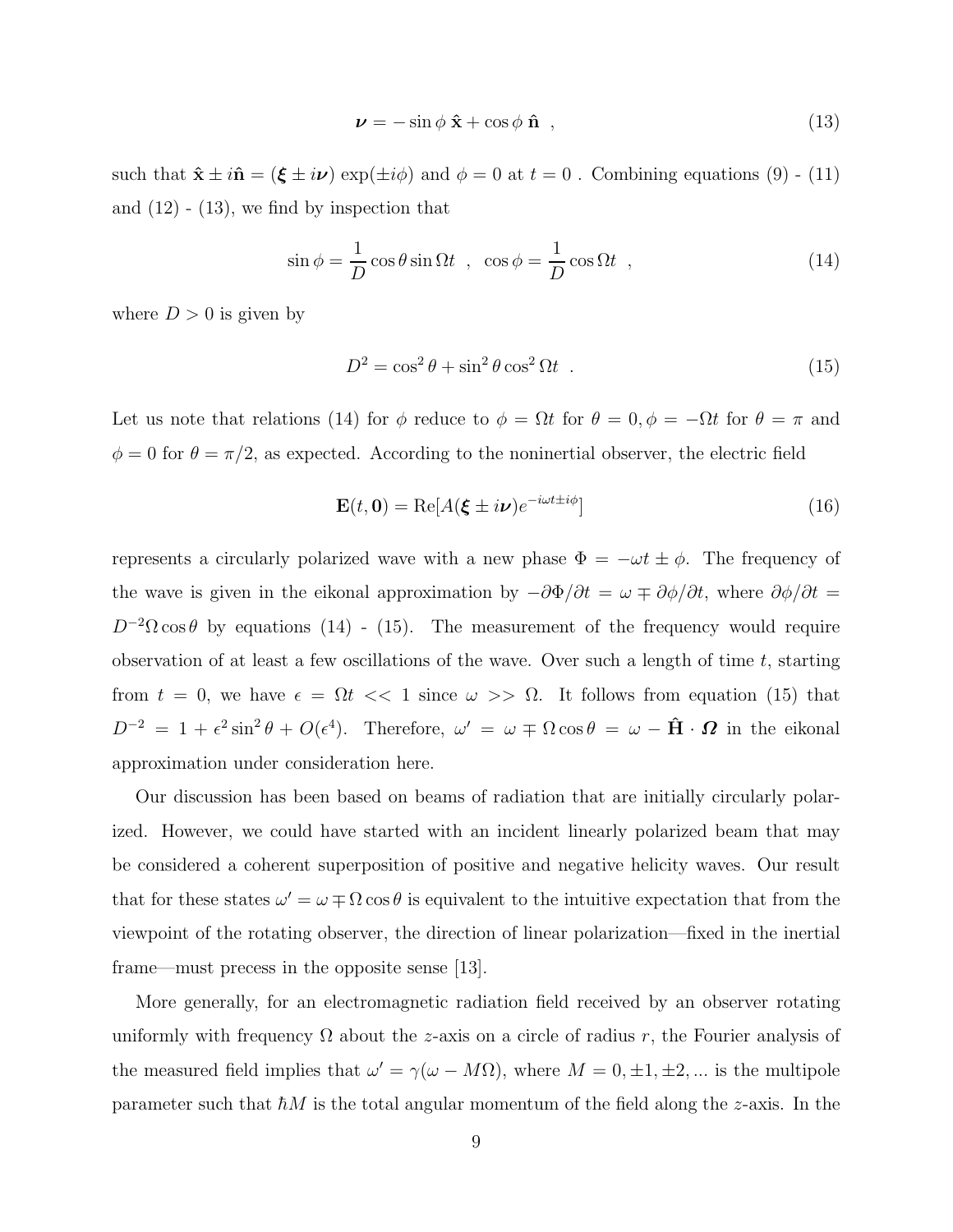$$\boldsymbol{\nu} = -\sin\phi\,\hat{\mathbf{x}} + \cos\phi\,\hat{\mathbf{n}} \ , \tag{13}$$

such that $\hat{\mathbf{x}} \pm i\hat{\mathbf{n}} = (\boldsymbol{\xi} \pm i\boldsymbol{\nu})\exp(\pm i\phi)$ and $\phi = 0$ at $t = 0$ . Combining equations (9) - (11) and (12) - (13), we find by inspection that

$$\sin\phi = \frac{1}{D}\cos\theta\sin\Omega t \ \ , \ \ \cos\phi = \frac{1}{D}\cos\Omega t \ \ , \tag{14}$$

where $D > 0$ is given by

$$D^2 = \cos^2\theta + \sin^2\theta\cos^2\Omega t \ \ . \tag{15}$$

Let us note that relations (14) for $\phi$ reduce to $\phi = \Omega t$ for $\theta = 0, \phi = -\Omega t$ for $\theta = \pi$ and $\phi = 0$ for $\theta = \pi/2$, as expected. According to the noninertial observer, the electric field

$$\mathbf{E}(t, \mathbf{0}) = \mathrm{Re}[A(\boldsymbol{\xi} \pm i\boldsymbol{\nu})e^{-i\omega t \pm i\phi}] \tag{16}$$

represents a circularly polarized wave with a new phase $\Phi = -\omega t \pm \phi$. The frequency of the wave is given in the eikonal approximation by $-\partial\Phi/\partial t = \omega \mp \partial\phi/\partial t$, where $\partial\phi/\partial t = D^{-2}\Omega\cos\theta$ by equations (14) - (15). The measurement of the frequency would require observation of at least a few oscillations of the wave. Over such a length of time $t$, starting from $t = 0$, we have $\epsilon = \Omega t << 1$ since $\omega >> \Omega$. It follows from equation (15) that $D^{-2} = 1 + \epsilon^2\sin^2\theta + O(\epsilon^4)$. Therefore, $\omega' = \omega \mp \Omega\cos\theta = \omega - \hat{\mathbf{H}}\cdot\boldsymbol{\Omega}$ in the eikonal approximation under consideration here.

Our discussion has been based on beams of radiation that are initially circularly polarized. However, we could have started with an incident linearly polarized beam that may be considered a coherent superposition of positive and negative helicity waves. Our result that for these states $\omega' = \omega \mp \Omega\cos\theta$ is equivalent to the intuitive expectation that from the viewpoint of the rotating observer, the direction of linear polarization—fixed in the inertial frame—must precess in the opposite sense [13].

More generally, for an electromagnetic radiation field received by an observer rotating uniformly with frequency $\Omega$ about the $z$-axis on a circle of radius $r$, the Fourier analysis of the measured field implies that $\omega' = \gamma(\omega - M\Omega)$, where $M = 0, \pm1, \pm2, ...$ is the multipole parameter such that $\hbar M$ is the total angular momentum of the field along the $z$-axis. In the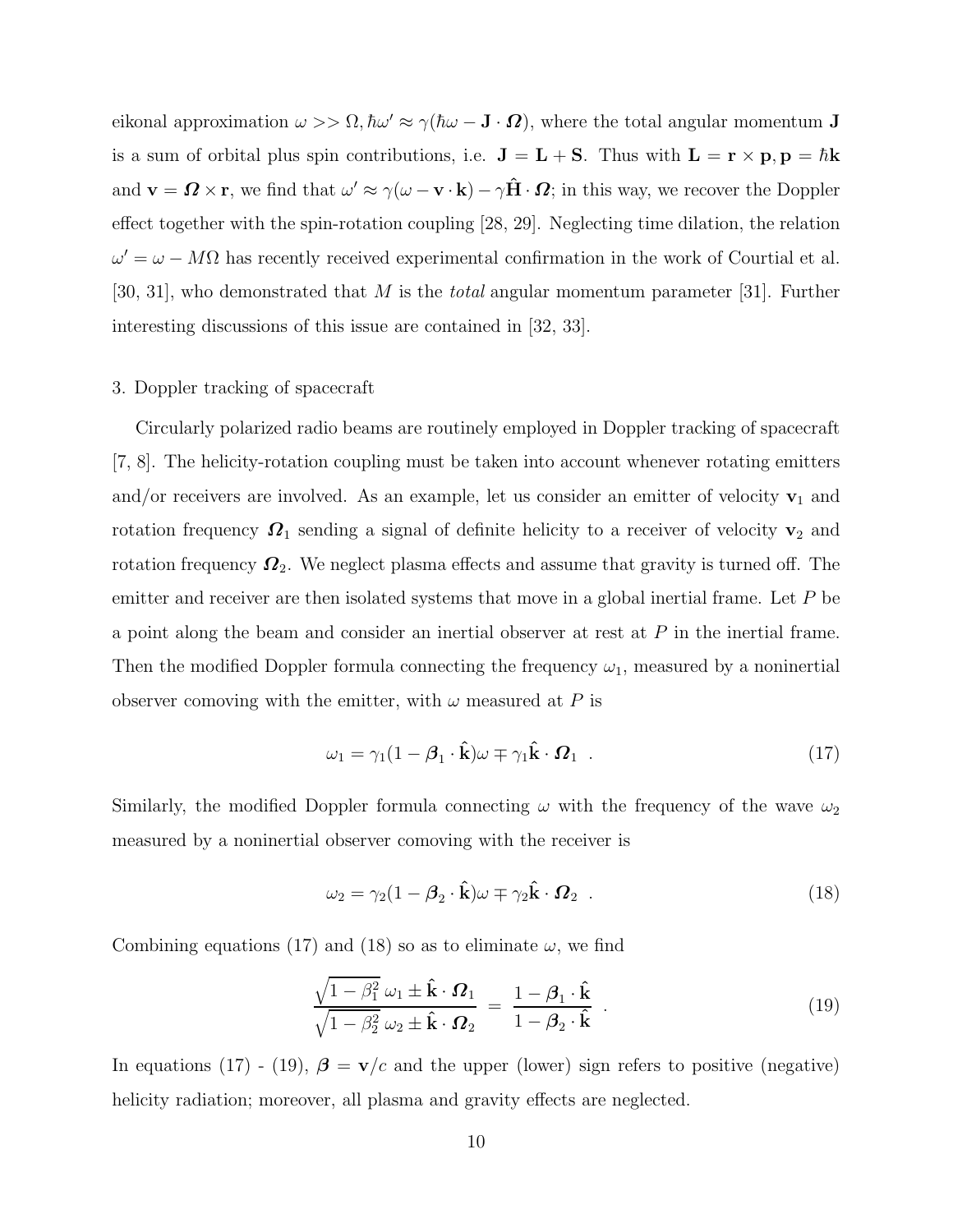eikonal approximation $\omega >> \Omega, \hbar\omega' \approx \gamma(\hbar\omega - \mathbf{J}\cdot\boldsymbol{\Omega})$, where the total angular momentum $\mathbf{J}$ is a sum of orbital plus spin contributions, i.e. $\mathbf{J} = \mathbf{L} + \mathbf{S}$. Thus with $\mathbf{L} = \mathbf{r}\times\mathbf{p}, \mathbf{p} = \hbar\mathbf{k}$ and $\mathbf{v} = \boldsymbol{\Omega}\times\mathbf{r}$, we find that $\omega' \approx \gamma(\omega - \mathbf{v}\cdot\mathbf{k}) - \gamma\hat{\mathbf{H}}\cdot\boldsymbol{\Omega}$; in this way, we recover the Doppler effect together with the spin-rotation coupling [28, 29]. Neglecting time dilation, the relation $\omega' = \omega - M\Omega$ has recently received experimental confirmation in the work of Courtial et al. [30, 31], who demonstrated that $M$ is the *total* angular momentum parameter [31]. Further interesting discussions of this issue are contained in [32, 33].

3. Doppler tracking of spacecraft

Circularly polarized radio beams are routinely employed in Doppler tracking of spacecraft [7, 8]. The helicity-rotation coupling must be taken into account whenever rotating emitters and/or receivers are involved. As an example, let us consider an emitter of velocity $\mathbf{v}_1$ and rotation frequency $\boldsymbol{\Omega}_1$ sending a signal of definite helicity to a receiver of velocity $\mathbf{v}_2$ and rotation frequency $\boldsymbol{\Omega}_2$. We neglect plasma effects and assume that gravity is turned off. The emitter and receiver are then isolated systems that move in a global inertial frame. Let $P$ be a point along the beam and consider an inertial observer at rest at $P$ in the inertial frame. Then the modified Doppler formula connecting the frequency $\omega_1$, measured by a noninertial observer comoving with the emitter, with $\omega$ measured at $P$ is

$$\omega_1 = \gamma_1(1 - \boldsymbol{\beta}_1\cdot\hat{\mathbf{k}})\omega \mp \gamma_1\hat{\mathbf{k}}\cdot\boldsymbol{\Omega}_1 \ . \tag{17}$$

Similarly, the modified Doppler formula connecting $\omega$ with the frequency of the wave $\omega_2$ measured by a noninertial observer comoving with the receiver is

$$\omega_2 = \gamma_2(1 - \boldsymbol{\beta}_2\cdot\hat{\mathbf{k}})\omega \mp \gamma_2\hat{\mathbf{k}}\cdot\boldsymbol{\Omega}_2 \ . \tag{18}$$

Combining equations (17) and (18) so as to eliminate $\omega$, we find

$$\frac{\sqrt{1-\beta_1^2}\,\omega_1 \pm \hat{\mathbf{k}}\cdot\boldsymbol{\Omega}_1}{\sqrt{1-\beta_2^2}\,\omega_2 \pm \hat{\mathbf{k}}\cdot\boldsymbol{\Omega}_2} = \frac{1-\boldsymbol{\beta}_1\cdot\hat{\mathbf{k}}}{1-\boldsymbol{\beta}_2\cdot\hat{\mathbf{k}}} \ . \tag{19}$$

In equations (17) - (19), $\boldsymbol{\beta} = \mathbf{v}/c$ and the upper (lower) sign refers to positive (negative) helicity radiation; moreover, all plasma and gravity effects are neglected.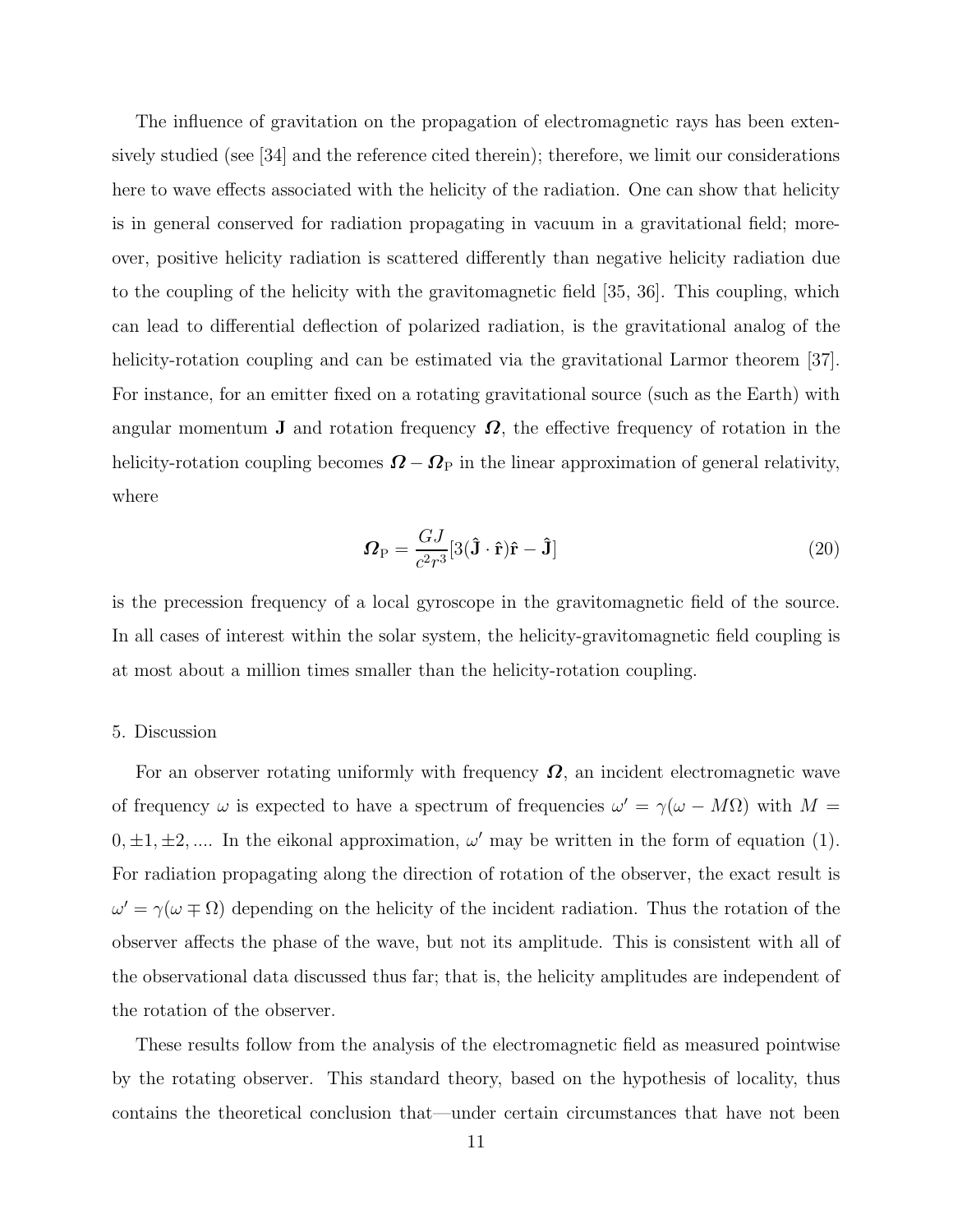The influence of gravitation on the propagation of electromagnetic rays has been extensively studied (see [34] and the reference cited therein); therefore, we limit our considerations here to wave effects associated with the helicity of the radiation. One can show that helicity is in general conserved for radiation propagating in vacuum in a gravitational field; moreover, positive helicity radiation is scattered differently than negative helicity radiation due to the coupling of the helicity with the gravitomagnetic field [35, 36]. This coupling, which can lead to differential deflection of polarized radiation, is the gravitational analog of the helicity-rotation coupling and can be estimated via the gravitational Larmor theorem [37]. For instance, for an emitter fixed on a rotating gravitational source (such as the Earth) with angular momentum $\mathbf{J}$ and rotation frequency $\boldsymbol{\Omega}$, the effective frequency of rotation in the helicity-rotation coupling becomes $\boldsymbol{\Omega} - \boldsymbol{\Omega}_{\rm P}$ in the linear approximation of general relativity, where

$$\boldsymbol{\Omega}_{\rm P} = \frac{GJ}{c^2 r^3}[3(\hat{\mathbf{J}} \cdot \hat{\mathbf{r}})\hat{\mathbf{r}} - \hat{\mathbf{J}}] \tag{20}$$

is the precession frequency of a local gyroscope in the gravitomagnetic field of the source. In all cases of interest within the solar system, the helicity-gravitomagnetic field coupling is at most about a million times smaller than the helicity-rotation coupling.

## 5. Discussion

For an observer rotating uniformly with frequency $\boldsymbol{\Omega}$, an incident electromagnetic wave of frequency $\omega$ is expected to have a spectrum of frequencies $\omega' = \gamma(\omega - M\Omega)$ with $M = 0, \pm 1, \pm 2, ....$ In the eikonal approximation, $\omega'$ may be written in the form of equation (1). For radiation propagating along the direction of rotation of the observer, the exact result is $\omega' = \gamma(\omega \mp \Omega)$ depending on the helicity of the incident radiation. Thus the rotation of the observer affects the phase of the wave, but not its amplitude. This is consistent with all of the observational data discussed thus far; that is, the helicity amplitudes are independent of the rotation of the observer.

These results follow from the analysis of the electromagnetic field as measured pointwise by the rotating observer. This standard theory, based on the hypothesis of locality, thus contains the theoretical conclusion that—under certain circumstances that have not been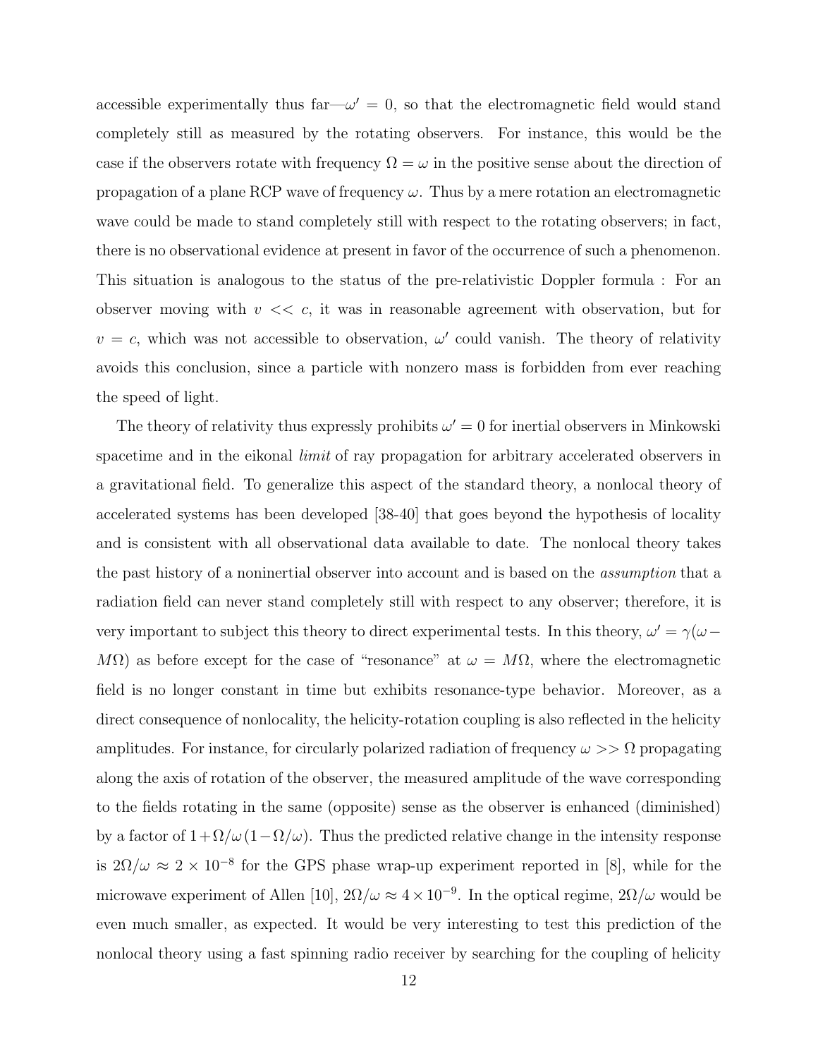accessible experimentally thus far—$\omega' = 0$, so that the electromagnetic field would stand completely still as measured by the rotating observers. For instance, this would be the case if the observers rotate with frequency $\Omega = \omega$ in the positive sense about the direction of propagation of a plane RCP wave of frequency $\omega$. Thus by a mere rotation an electromagnetic wave could be made to stand completely still with respect to the rotating observers; in fact, there is no observational evidence at present in favor of the occurrence of such a phenomenon. This situation is analogous to the status of the pre-relativistic Doppler formula : For an observer moving with $v << c$, it was in reasonable agreement with observation, but for $v = c$, which was not accessible to observation, $\omega'$ could vanish. The theory of relativity avoids this conclusion, since a particle with nonzero mass is forbidden from ever reaching the speed of light.

The theory of relativity thus expressly prohibits $\omega' = 0$ for inertial observers in Minkowski spacetime and in the eikonal *limit* of ray propagation for arbitrary accelerated observers in a gravitational field. To generalize this aspect of the standard theory, a nonlocal theory of accelerated systems has been developed [38-40] that goes beyond the hypothesis of locality and is consistent with all observational data available to date. The nonlocal theory takes the past history of a noninertial observer into account and is based on the *assumption* that a radiation field can never stand completely still with respect to any observer; therefore, it is very important to subject this theory to direct experimental tests. In this theory, $\omega' = \gamma(\omega - M\Omega)$ as before except for the case of "resonance" at $\omega = M\Omega$, where the electromagnetic field is no longer constant in time but exhibits resonance-type behavior. Moreover, as a direct consequence of nonlocality, the helicity-rotation coupling is also reflected in the helicity amplitudes. For instance, for circularly polarized radiation of frequency $\omega >> \Omega$ propagating along the axis of rotation of the observer, the measured amplitude of the wave corresponding to the fields rotating in the same (opposite) sense as the observer is enhanced (diminished) by a factor of $1 + \Omega/\omega\,(1 - \Omega/\omega)$. Thus the predicted relative change in the intensity response is $2\Omega/\omega \approx 2 \times 10^{-8}$ for the GPS phase wrap-up experiment reported in [8], while for the microwave experiment of Allen [10], $2\Omega/\omega \approx 4 \times 10^{-9}$. In the optical regime, $2\Omega/\omega$ would be even much smaller, as expected. It would be very interesting to test this prediction of the nonlocal theory using a fast spinning radio receiver by searching for the coupling of helicity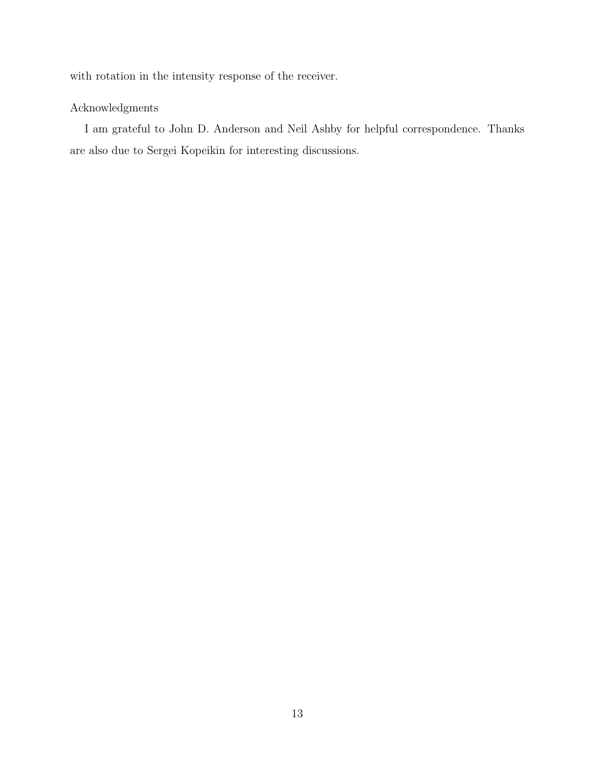with rotation in the intensity response of the receiver.

Acknowledgments

I am grateful to John D. Anderson and Neil Ashby for helpful correspondence. Thanks are also due to Sergei Kopeikin for interesting discussions.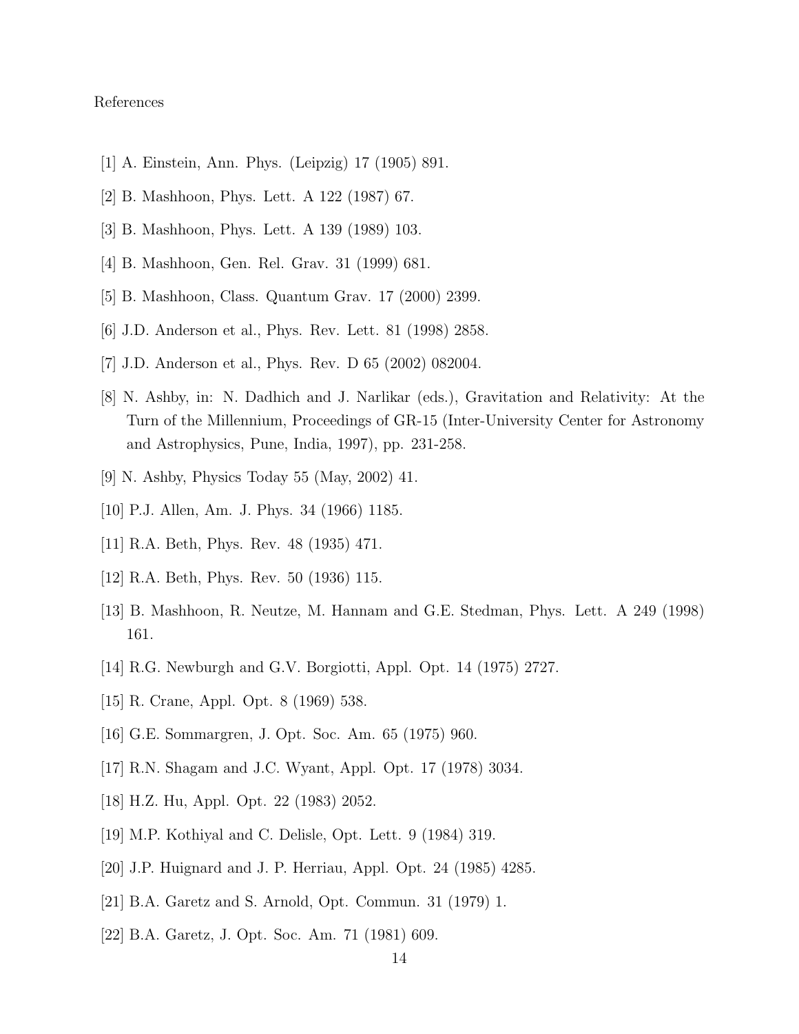References

[1] A. Einstein, Ann. Phys. (Leipzig) 17 (1905) 891.

[2] B. Mashhoon, Phys. Lett. A 122 (1987) 67.

[3] B. Mashhoon, Phys. Lett. A 139 (1989) 103.

[4] B. Mashhoon, Gen. Rel. Grav. 31 (1999) 681.

[5] B. Mashhoon, Class. Quantum Grav. 17 (2000) 2399.

[6] J.D. Anderson et al., Phys. Rev. Lett. 81 (1998) 2858.

[7] J.D. Anderson et al., Phys. Rev. D 65 (2002) 082004.

[8] N. Ashby, in: N. Dadhich and J. Narlikar (eds.), Gravitation and Relativity: At the Turn of the Millennium, Proceedings of GR-15 (Inter-University Center for Astronomy and Astrophysics, Pune, India, 1997), pp. 231-258.

[9] N. Ashby, Physics Today 55 (May, 2002) 41.

[10] P.J. Allen, Am. J. Phys. 34 (1966) 1185.

[11] R.A. Beth, Phys. Rev. 48 (1935) 471.

[12] R.A. Beth, Phys. Rev. 50 (1936) 115.

[13] B. Mashhoon, R. Neutze, M. Hannam and G.E. Stedman, Phys. Lett. A 249 (1998) 161.

[14] R.G. Newburgh and G.V. Borgiotti, Appl. Opt. 14 (1975) 2727.

[15] R. Crane, Appl. Opt. 8 (1969) 538.

[16] G.E. Sommargren, J. Opt. Soc. Am. 65 (1975) 960.

[17] R.N. Shagam and J.C. Wyant, Appl. Opt. 17 (1978) 3034.

[18] H.Z. Hu, Appl. Opt. 22 (1983) 2052.

[19] M.P. Kothiyal and C. Delisle, Opt. Lett. 9 (1984) 319.

[20] J.P. Huignard and J. P. Herriau, Appl. Opt. 24 (1985) 4285.

[21] B.A. Garetz and S. Arnold, Opt. Commun. 31 (1979) 1.

[22] B.A. Garetz, J. Opt. Soc. Am. 71 (1981) 609.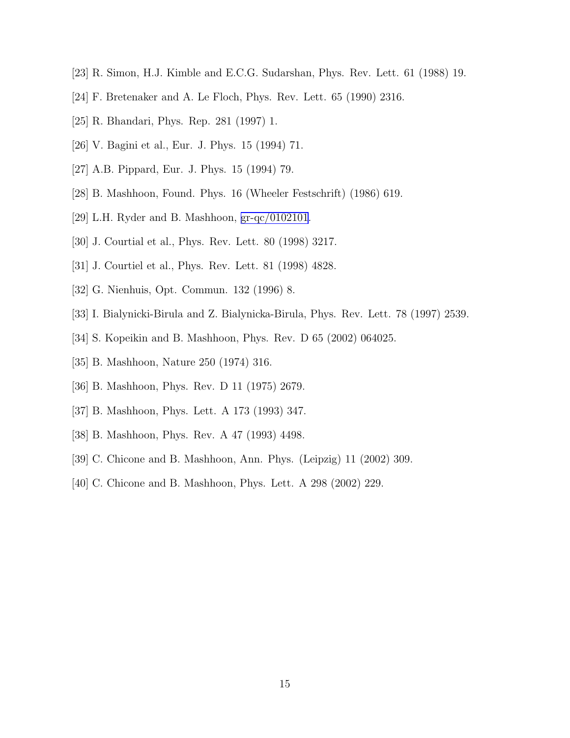[23] R. Simon, H.J. Kimble and E.C.G. Sudarshan, Phys. Rev. Lett. 61 (1988) 19.

[24] F. Bretenaker and A. Le Floch, Phys. Rev. Lett. 65 (1990) 2316.

[25] R. Bhandari, Phys. Rep. 281 (1997) 1.

[26] V. Bagini et al., Eur. J. Phys. 15 (1994) 71.

[27] A.B. Pippard, Eur. J. Phys. 15 (1994) 79.

[28] B. Mashhoon, Found. Phys. 16 (Wheeler Festschrift) (1986) 619.

[29] L.H. Ryder and B. Mashhoon, gr-qc/0102101.

[30] J. Courtial et al., Phys. Rev. Lett. 80 (1998) 3217.

[31] J. Courtiel et al., Phys. Rev. Lett. 81 (1998) 4828.

[32] G. Nienhuis, Opt. Commun. 132 (1996) 8.

[33] I. Bialynicki-Birula and Z. Bialynicka-Birula, Phys. Rev. Lett. 78 (1997) 2539.

[34] S. Kopeikin and B. Mashhoon, Phys. Rev. D 65 (2002) 064025.

[35] B. Mashhoon, Nature 250 (1974) 316.

[36] B. Mashhoon, Phys. Rev. D 11 (1975) 2679.

[37] B. Mashhoon, Phys. Lett. A 173 (1993) 347.

[38] B. Mashhoon, Phys. Rev. A 47 (1993) 4498.

[39] C. Chicone and B. Mashhoon, Ann. Phys. (Leipzig) 11 (2002) 309.

[40] C. Chicone and B. Mashhoon, Phys. Lett. A 298 (2002) 229.